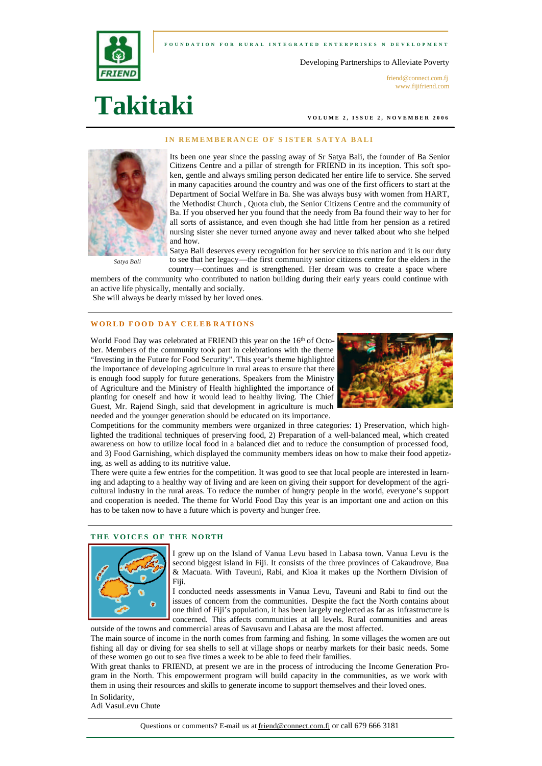FOUNDATION FOR RURAL INTEGRATED ENTERPRISES N DEVELOPMENT

Developing Partnerships to Alleviate Poverty

friend@connect.com.fj
www.fijifriend.com

# Takitaki

VOLUME 2, ISSUE 2, NOVEMBER 2006

## IN REMEMBERANCE OF SISTER SATYA BALI

*Satya Bali*

Its been one year since the passing away of Sr Satya Bali, the founder of Ba Senior Citizens Centre and a pillar of strength for FRIEND in its inception. This soft spoken, gentle and always smiling person dedicated her entire life to service. She served in many capacities around the country and was one of the first officers to start at the Department of Social Welfare in Ba. She was always busy with women from HART, the Methodist Church , Quota club, the Senior Citizens Centre and the community of Ba. If you observed her you found that the needy from Ba found their way to her for all sorts of assistance, and even though she had little from her pension as a retired nursing sister she never turned anyone away and never talked about who she helped and how.

Satya Bali deserves every recognition for her service to this nation and it is our duty to see that her legacy—the first community senior citizens centre for the elders in the country—continues and is strengthened. Her dream was to create a space where members of the community who contributed to nation building during their early years could continue with an active life physically, mentally and socially.

She will always be dearly missed by her loved ones.

## WORLD FOOD DAY CELEBRATIONS

World Food Day was celebrated at FRIEND this year on the 16th of October. Members of the community took part in celebrations with the theme "Investing in the Future for Food Security". This year's theme highlighted the importance of developing agriculture in rural areas to ensure that there is enough food supply for future generations. Speakers from the Ministry of Agriculture and the Ministry of Health highlighted the importance of planting for oneself and how it would lead to healthy living. The Chief Guest, Mr. Rajend Singh, said that development in agriculture is much needed and the younger generation should be educated on its importance.

Competitions for the community members were organized in three categories: 1) Preservation, which highlighted the traditional techniques of preserving food, 2) Preparation of a well-balanced meal, which created awareness on how to utilize local food in a balanced diet and to reduce the consumption of processed food, and 3) Food Garnishing, which displayed the community members ideas on how to make their food appetizing, as well as adding to its nutritive value.

There were quite a few entries for the competition. It was good to see that local people are interested in learning and adapting to a healthy way of living and are keen on giving their support for development of the agricultural industry in the rural areas. To reduce the number of hungry people in the world, everyone's support and cooperation is needed. The theme for World Food Day this year is an important one and action on this has to be taken now to have a future which is poverty and hunger free.

## THE VOICES OF THE NORTH

I grew up on the Island of Vanua Levu based in Labasa town. Vanua Levu is the second biggest island in Fiji. It consists of the three provinces of Cakaudrove, Bua & Macuata. With Taveuni, Rabi, and Kioa it makes up the Northern Division of Fiji.

I conducted needs assessments in Vanua Levu, Taveuni and Rabi to find out the issues of concern from the communities. Despite the fact the North contains about one third of Fiji's population, it has been largely neglected as far as infrastructure is concerned. This affects communities at all levels. Rural communities and areas outside of the towns and commercial areas of Savusavu and Labasa are the most affected.

The main source of income in the north comes from farming and fishing. In some villages the women are out fishing all day or diving for sea shells to sell at village shops or nearby markets for their basic needs. Some of these women go out to sea five times a week to be able to feed their families.

With great thanks to FRIEND, at present we are in the process of introducing the Income Generation Program in the North. This empowerment program will build capacity in the communities, as we work with them in using their resources and skills to generate income to support themselves and their loved ones.

In Solidarity,
Adi VasuLevu Chute

Questions or comments? E-mail us at friend@connect.com.fj or call 679 666 3181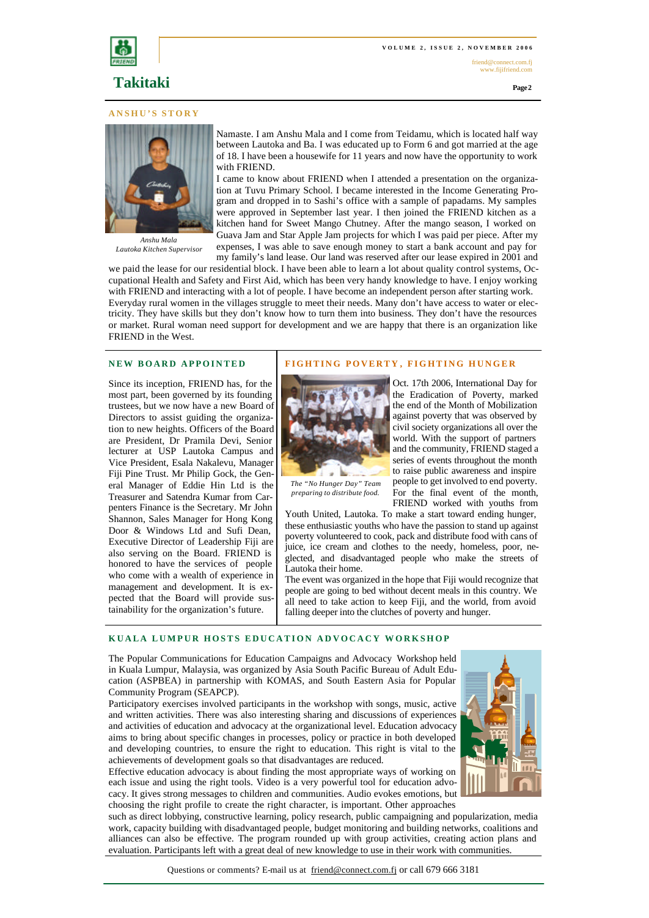# Takitaki

## ANSHU'S STORY

*Anshu Mala*
*Lautoka Kitchen Supervisor*

Namaste. I am Anshu Mala and I come from Teidamu, which is located half way between Lautoka and Ba. I was educated up to Form 6 and got married at the age of 18. I have been a housewife for 11 years and now have the opportunity to work with FRIEND.

I came to know about FRIEND when I attended a presentation on the organization at Tuvu Primary School. I became interested in the Income Generating Program and dropped in to Sashi's office with a sample of papadams. My samples were approved in September last year. I then joined the FRIEND kitchen as a kitchen hand for Sweet Mango Chutney. After the mango season, I worked on Guava Jam and Star Apple Jam projects for which I was paid per piece. After my expenses, I was able to save enough money to start a bank account and pay for my family's land lease. Our land was reserved after our lease expired in 2001 and we paid the lease for our residential block. I have been able to learn a lot about quality control systems, Occupational Health and Safety and First Aid, which has been very handy knowledge to have. I enjoy working with FRIEND and interacting with a lot of people. I have become an independent person after starting work.

Everyday rural women in the villages struggle to meet their needs. Many don't have access to water or electricity. They have skills but they don't know how to turn them into business. They don't have the resources or market. Rural woman need support for development and we are happy that there is an organization like FRIEND in the West.

## NEW BOARD APPOINTED

Since its inception, FRIEND has, for the most part, been governed by its founding trustees, but we now have a new Board of Directors to assist guiding the organization to new heights. Officers of the Board are President, Dr Pramila Devi, Senior lecturer at USP Lautoka Campus and Vice President, Esala Nakalevu, Manager Fiji Pine Trust. Mr Philip Gock, the General Manager of Eddie Hin Ltd is the Treasurer and Satendra Kumar from Carpenters Finance is the Secretary. Mr John Shannon, Sales Manager for Hong Kong Door & Windows Ltd and Sufi Dean, Executive Director of Leadership Fiji are also serving on the Board. FRIEND is honored to have the services of people who come with a wealth of experience in management and development. It is expected that the Board will provide sustainability for the organization's future.

## FIGHTING POVERTY, FIGHTING HUNGER

*The "No Hunger Day" Team preparing to distribute food.*

Oct. 17th 2006, International Day for the Eradication of Poverty, marked the end of the Month of Mobilization against poverty that was observed by civil society organizations all over the world. With the support of partners and the community, FRIEND staged a series of events throughout the month to raise public awareness and inspire people to get involved to end poverty. For the final event of the month, FRIEND worked with youths from Youth United, Lautoka. To make a start toward ending hunger, these enthusiastic youths who have the passion to stand up against poverty volunteered to cook, pack and distribute food with cans of juice, ice cream and clothes to the needy, homeless, poor, neglected, and disadvantaged people who make the streets of Lautoka their home.

The event was organized in the hope that Fiji would recognize that people are going to bed without decent meals in this country. We all need to take action to keep Fiji, and the world, from avoid falling deeper into the clutches of poverty and hunger.

## KUALA LUMPUR HOSTS EDUCATION ADVOCACY WORKSHOP

The Popular Communications for Education Campaigns and Advocacy Workshop held in Kuala Lumpur, Malaysia, was organized by Asia South Pacific Bureau of Adult Education (ASPBEA) in partnership with KOMAS, and South Eastern Asia for Popular Community Program (SEAPCP).

Participatory exercises involved participants in the workshop with songs, music, active and written activities. There was also interesting sharing and discussions of experiences and activities of education and advocacy at the organizational level. Education advocacy aims to bring about specific changes in processes, policy or practice in both developed and developing countries, to ensure the right to education. This right is vital to the achievements of development goals so that disadvantages are reduced.

Effective education advocacy is about finding the most appropriate ways of working on each issue and using the right tools. Video is a very powerful tool for education advocacy. It gives strong messages to children and communities. Audio evokes emotions, but choosing the right profile to create the right character, is important. Other approaches such as direct lobbying, constructive learning, policy research, public campaigning and popularization, media work, capacity building with disadvantaged people, budget monitoring and building networks, coalitions and alliances can also be effective. The program rounded up with group activities, creating action plans and evaluation. Participants left with a great deal of new knowledge to use in their work with communities.

Questions or comments? E-mail us at friend@connect.com.fj or call 679 666 3181